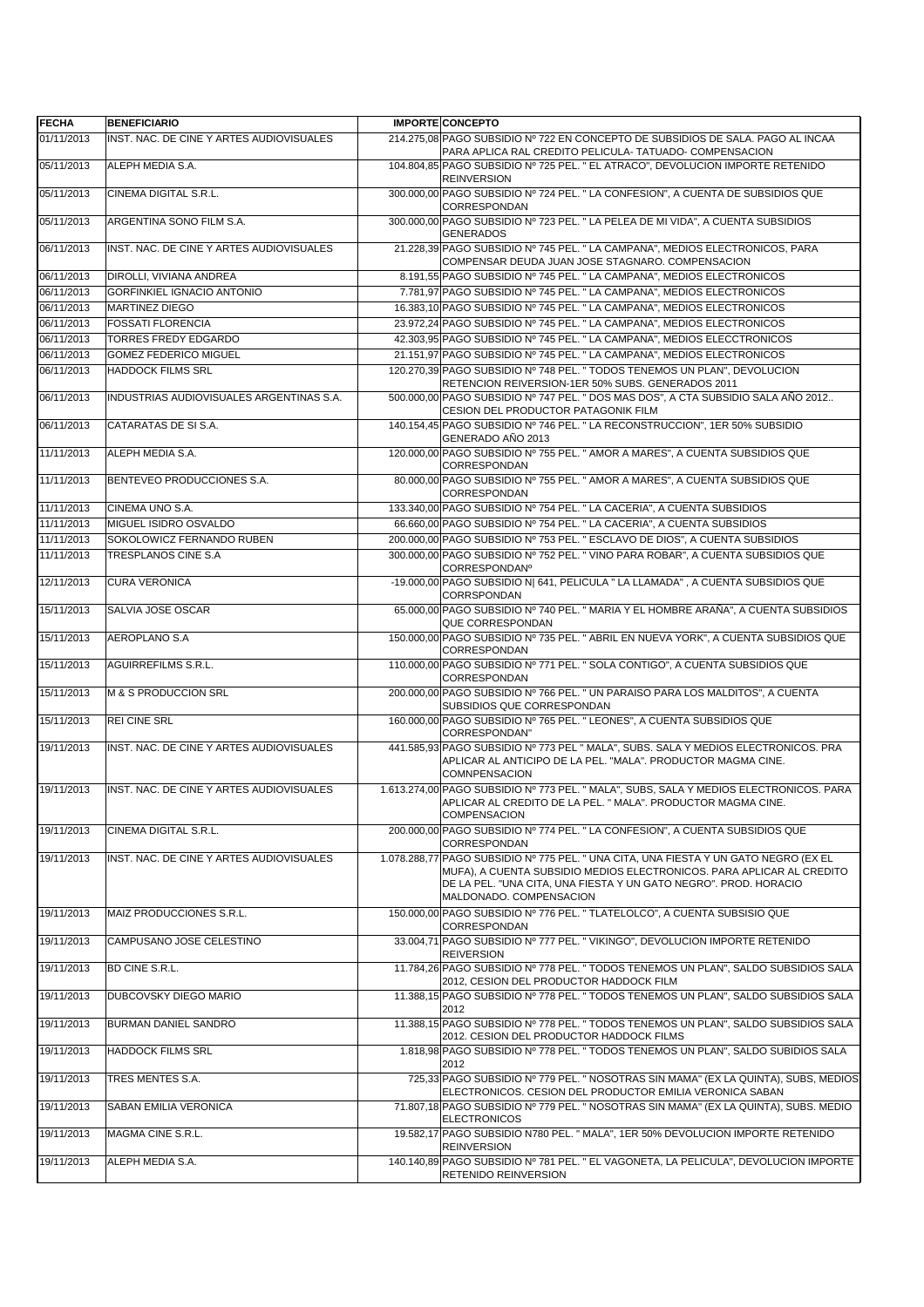| FECHA | BENEFICIARIO | IMPORTE | CONCEPTO |
|---|---|---|---|
| 01/11/2013 | INST. NAC. DE CINE Y ARTES AUDIOVISUALES | 214.275,08 | PAGO SUBSIDIO Nº 722 EN CONCEPTO DE SUBSIDIOS DE SALA. PAGO AL INCAA PARA APLICA RAL CREDITO PELICULA- TATUADO- COMPENSACION |
| 05/11/2013 | ALEPH MEDIA S.A. | 104.804,85 | PAGO SUBSIDIO Nº 725 PEL. " EL ATRACO", DEVOLUCION IMPORTE RETENIDO REINVERSION |
| 05/11/2013 | CINEMA DIGITAL S.R.L. | 300.000,00 | PAGO SUBSIDIO Nº 724 PEL. " LA CONFESION", A CUENTA DE SUBSIDIOS QUE CORRESPONDAN |
| 05/11/2013 | ARGENTINA SONO FILM S.A. | 300.000,00 | PAGO SUBSIDIO Nº 723 PEL. " LA PELEA DE MI VIDA", A CUENTA SUBSIDIOS GENERADOS |
| 06/11/2013 | INST. NAC. DE CINE Y ARTES AUDIOVISUALES | 21.228,39 | PAGO SUBSIDIO Nº 745 PEL. " LA CAMPANA", MEDIOS ELECTRONICOS, PARA COMPENSAR DEUDA JUAN JOSE STAGNARO. COMPENSACION |
| 06/11/2013 | DIROLLI, VIVIANA ANDREA | 8.191,55 | PAGO SUBSIDIO Nº 745 PEL. " LA CAMPANA", MEDIOS ELECTRONICOS |
| 06/11/2013 | GORFINKIEL IGNACIO ANTONIO | 7.781,97 | PAGO SUBSIDIO Nº 745 PEL. " LA CAMPANA", MEDIOS ELECTRONICOS |
| 06/11/2013 | MARTINEZ DIEGO | 16.383,10 | PAGO SUBSIDIO Nº 745 PEL. " LA CAMPANA", MEDIOS ELECTRONICOS |
| 06/11/2013 | FOSSATI FLORENCIA | 23.972,24 | PAGO SUBSIDIO Nº 745 PEL. " LA CAMPANA", MEDIOS ELECTRONICOS |
| 06/11/2013 | TORRES FREDY EDGARDO | 42.303,95 | PAGO SUBSIDIO Nº 745 PEL. " LA CAMPANA", MEDIOS ELECCTRONICOS |
| 06/11/2013 | GOMEZ FEDERICO MIGUEL | 21.151,97 | PAGO SUBSIDIO Nº 745 PEL. " LA CAMPANA", MEDIOS ELECTRONICOS |
| 06/11/2013 | HADDOCK FILMS SRL | 120.270,39 | PAGO SUBSIDIO Nº 748 PEL. " TODOS TENEMOS UN PLAN", DEVOLUCION RETENCION REIVERSION-1ER 50% SUBS. GENERADOS 2011 |
| 06/11/2013 | INDUSTRIAS AUDIOVISUALES ARGENTINAS S.A. | 500.000,00 | PAGO SUBSIDIO Nº 747 PEL. " DOS MAS DOS", A CTA SUBSIDIO SALA AÑO 2012.. CESION DEL PRODUCTOR PATAGONIK FILM |
| 06/11/2013 | CATARATAS DE SI S.A. | 140.154,45 | PAGO SUBSIDIO Nº 746 PEL. " LA RECONSTRUCCION", 1ER 50% SUBSIDIO GENERADO AÑO 2013 |
| 11/11/2013 | ALEPH MEDIA S.A. | 120.000,00 | PAGO SUBSIDIO Nº 755 PEL. " AMOR A MARES", A CUENTA SUBSIDIOS QUE CORRESPONDAN |
| 11/11/2013 | BENTEVEO PRODUCCIONES S.A. | 80.000,00 | PAGO SUBSIDIO Nº 755 PEL. " AMOR A MARES", A CUENTA SUBSIDIOS QUE CORRESPONDAN |
| 11/11/2013 | CINEMA UNO S.A. | 133.340,00 | PAGO SUBSIDIO Nº 754 PEL. " LA CACERIA", A CUENTA SUBSIDIOS |
| 11/11/2013 | MIGUEL ISIDRO OSVALDO | 66.660,00 | PAGO SUBSIDIO Nº 754 PEL. " LA CACERIA", A CUENTA SUBSIDIOS |
| 11/11/2013 | SOKOLOWICZ FERNANDO RUBEN | 200.000,00 | PAGO SUBSIDIO Nº 753 PEL. " ESCLAVO DE DIOS", A CUENTA SUBSIDIOS |
| 11/11/2013 | TRESPLANOS CINE S.A | 300.000,00 | PAGO SUBSIDIO Nº 752 PEL. " VINO PARA ROBAR", A CUENTA SUBSIDIOS QUE CORRESPONDANº |
| 12/11/2013 | CURA VERONICA | -19.000,00 | PAGO SUBSIDIO N\| 641, PELICULA " LA LLAMADA" , A CUENTA SUBSIDIOS QUE CORRSPONDAN |
| 15/11/2013 | SALVIA JOSE OSCAR | 65.000,00 | PAGO SUBSIDIO Nº 740 PEL. " MARIA Y EL HOMBRE ARAÑA", A CUENTA SUBSIDIOS QUE CORRESPONDAN |
| 15/11/2013 | AEROPLANO S.A | 150.000,00 | PAGO SUBSIDIO Nº 735 PEL. " ABRIL EN NUEVA YORK", A CUENTA SUBSIDIOS QUE CORRESPONDAN |
| 15/11/2013 | AGUIRREFILMS S.R.L. | 110.000,00 | PAGO SUBSIDIO Nº 771 PEL. " SOLA CONTIGO", A CUENTA SUBSIDIOS QUE CORRESPONDAN |
| 15/11/2013 | M & S PRODUCCION SRL | 200.000,00 | PAGO SUBSIDIO Nº 766 PEL. " UN PARAISO PARA LOS MALDITOS", A CUENTA SUBSIDIOS QUE CORRESPONDAN |
| 15/11/2013 | REI CINE SRL | 160.000,00 | PAGO SUBSIDIO Nº 765 PEL. " LEONES", A CUENTA SUBSIDIOS QUE CORRESPONDAN" |
| 19/11/2013 | INST. NAC. DE CINE Y ARTES AUDIOVISUALES | 441.585,93 | PAGO SUBSIDIO Nº 773 PEL " MALA", SUBS. SALA Y MEDIOS ELECTRONICOS. PRA APLICAR AL ANTICIPO DE LA PEL. "MALA". PRODUCTOR MAGMA CINE. COMNPENSACION |
| 19/11/2013 | INST. NAC. DE CINE Y ARTES AUDIOVISUALES | 1.613.274,00 | PAGO SUBSIDIO Nº 773 PEL. " MALA", SUBS, SALA Y MEDIOS ELECTRONICOS. PARA APLICAR AL CREDITO DE LA PEL. " MALA". PRODUCTOR MAGMA CINE. COMPENSACION |
| 19/11/2013 | CINEMA DIGITAL S.R.L. | 200.000,00 | PAGO SUBSIDIO Nº 774 PEL. " LA CONFESION", A CUENTA SUBSIDIOS QUE CORRESPONDAN |
| 19/11/2013 | INST. NAC. DE CINE Y ARTES AUDIOVISUALES | 1.078.288,77 | PAGO SUBSIDIO Nº 775 PEL. " UNA CITA, UNA FIESTA Y UN GATO NEGRO (EX EL MUFA), A CUENTA SUBSIDIO MEDIOS ELECTRONICOS. PARA APLICAR AL CREDITO DE LA PEL. "UNA CITA, UNA FIESTA Y UN GATO NEGRO". PROD. HORACIO MALDONADO. COMPENSACION |
| 19/11/2013 | MAIZ PRODUCCIONES S.R.L. | 150.000,00 | PAGO SUBSIDIO Nº 776 PEL. " TLATELOLCO", A CUENTA SUBSISIO QUE CORRESPONDAN |
| 19/11/2013 | CAMPUSANO JOSE CELESTINO | 33.004,71 | PAGO SUBSIDIO Nº 777 PEL. " VIKINGO", DEVOLUCION IMPORTE RETENIDO REIVERSION |
| 19/11/2013 | BD CINE S.R.L. | 11.784,26 | PAGO SUBSIDIO Nº 778 PEL. " TODOS TENEMOS UN PLAN", SALDO SUBSIDIOS SALA 2012, CESION DEL PRODUCTOR HADDOCK FILM |
| 19/11/2013 | DUBCOVSKY DIEGO MARIO | 11.388,15 | PAGO SUBSIDIO Nº 778 PEL. " TODOS TENEMOS UN PLAN", SALDO SUBSIDIOS SALA 2012 |
| 19/11/2013 | BURMAN DANIEL SANDRO | 11.388,15 | PAGO SUBSIDIO Nº 778 PEL. " TODOS TENEMOS UN PLAN", SALDO SUBSIDIOS SALA 2012. CESION DEL PRODUCTOR HADDOCK FILMS |
| 19/11/2013 | HADDOCK FILMS SRL | 1.818,98 | PAGO SUBSIDIO Nº 778 PEL. " TODOS TENEMOS UN PLAN", SALDO SUBIDIOS SALA 2012 |
| 19/11/2013 | TRES MENTES S.A. | 725,33 | PAGO SUBSIDIO Nº 779 PEL. " NOSOTRAS SIN MAMA" (EX LA QUINTA), SUBS, MEDIOS ELECTRONICOS. CESION DEL PRODUCTOR EMILIA VERONICA SABAN |
| 19/11/2013 | SABAN EMILIA VERONICA | 71.807,18 | PAGO SUBSIDIO Nº 779 PEL. " NOSOTRAS SIN MAMA" (EX LA QUINTA), SUBS. MEDIO ELECTRONICOS |
| 19/11/2013 | MAGMA CINE S.R.L. | 19.582,17 | PAGO SUBSIDIO N780 PEL. " MALA", 1ER 50% DEVOLUCION IMPORTE RETENIDO REINVERSION |
| 19/11/2013 | ALEPH MEDIA S.A. | 140.140,89 | PAGO SUBSIDIO Nº 781 PEL. " EL VAGONETA, LA PELICULA", DEVOLUCION IMPORTE RETENIDO REINVERSION |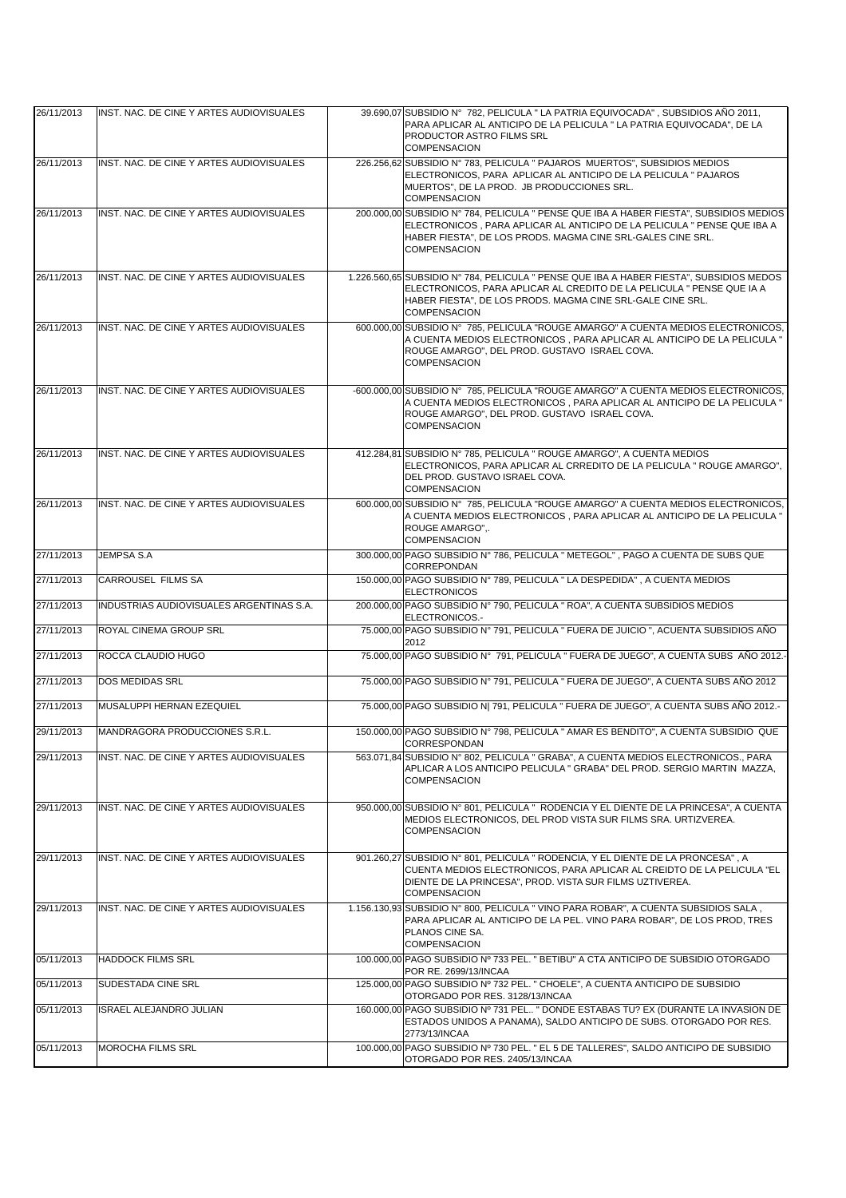| | | | |
|---|---|---|---|
| 26/11/2013 | INST. NAC. DE CINE Y ARTES AUDIOVISUALES | 39.690,07 | SUBSIDIO N° 782, PELICULA " LA PATRIA EQUIVOCADA" , SUBSIDIOS AÑO 2011, PARA APLICAR AL ANTICIPO DE LA PELICULA " LA PATRIA EQUIVOCADA", DE LA PRODUCTOR ASTRO FILMS SRL COMPENSACION |
| 26/11/2013 | INST. NAC. DE CINE Y ARTES AUDIOVISUALES | 226.256,62 | SUBSIDIO N° 783, PELICULA " PAJAROS MUERTOS", SUBSIDIOS MEDIOS ELECTRONICOS, PARA APLICAR AL ANTICIPO DE LA PELICULA " PAJAROS MUERTOS", DE LA PROD. JB PRODUCCIONES SRL. COMPENSACION |
| 26/11/2013 | INST. NAC. DE CINE Y ARTES AUDIOVISUALES | 200.000,00 | SUBSIDIO N° 784, PELICULA " PENSE QUE IBA A HABER FIESTA", SUBSIDIOS MEDIOS ELECTRONICOS , PARA APLICAR AL ANTICIPO DE LA PELICULA " PENSE QUE IBA A HABER FIESTA", DE LOS PRODS. MAGMA CINE SRL-GALES CINE SRL. COMPENSACION |
| 26/11/2013 | INST. NAC. DE CINE Y ARTES AUDIOVISUALES | 1.226.560,65 | SUBSIDIO N° 784, PELICULA " PENSE QUE IBA A HABER FIESTA", SUBSIDIOS MEDOS ELECTRONICOS, PARA APLICAR AL CREDITO DE LA PELICULA " PENSE QUE IA A HABER FIESTA", DE LOS PRODS. MAGMA CINE SRL-GALE CINE SRL. COMPENSACION |
| 26/11/2013 | INST. NAC. DE CINE Y ARTES AUDIOVISUALES | 600.000,00 | SUBSIDIO N° 785, PELICULA "ROUGE AMARGO" A CUENTA MEDIOS ELECTRONICOS, A CUENTA MEDIOS ELECTRONICOS , PARA APLICAR AL ANTICIPO DE LA PELICULA " ROUGE AMARGO", DEL PROD. GUSTAVO ISRAEL COVA. COMPENSACION |
| 26/11/2013 | INST. NAC. DE CINE Y ARTES AUDIOVISUALES | -600.000,00 | SUBSIDIO N° 785, PELICULA "ROUGE AMARGO" A CUENTA MEDIOS ELECTRONICOS, A CUENTA MEDIOS ELECTRONICOS , PARA APLICAR AL ANTICIPO DE LA PELICULA " ROUGE AMARGO", DEL PROD. GUSTAVO ISRAEL COVA. COMPENSACION |
| 26/11/2013 | INST. NAC. DE CINE Y ARTES AUDIOVISUALES | 412.284,81 | SUBSIDIO N° 785, PELICULA " ROUGE AMARGO", A CUENTA MEDIOS ELECTRONICOS, PARA APLICAR AL CRREDITO DE LA PELICULA " ROUGE AMARGO", DEL PROD. GUSTAVO ISRAEL COVA. COMPENSACION |
| 26/11/2013 | INST. NAC. DE CINE Y ARTES AUDIOVISUALES | 600.000,00 | SUBSIDIO N° 785, PELICULA "ROUGE AMARGO" A CUENTA MEDIOS ELECTRONICOS, A CUENTA MEDIOS ELECTRONICOS , PARA APLICAR AL ANTICIPO DE LA PELICULA " ROUGE AMARGO",. COMPENSACION |
| 27/11/2013 | JEMPSA S.A | 300.000,00 | PAGO SUBSIDIO N° 786, PELICULA " METEGOL" , PAGO A CUENTA DE SUBS QUE CORREPONDAN |
| 27/11/2013 | CARROUSEL FILMS SA | 150.000,00 | PAGO SUBSIDIO N° 789, PELICULA " LA DESPEDIDA" , A CUENTA MEDIOS ELECTRONICOS |
| 27/11/2013 | INDUSTRIAS AUDIOVISUALES ARGENTINAS S.A. | 200.000,00 | PAGO SUBSIDIO N° 790, PELICULA " ROA", A CUENTA SUBSIDIOS MEDIOS ELECTRONICOS.- |
| 27/11/2013 | ROYAL CINEMA GROUP SRL | 75.000,00 | PAGO SUBSIDIO N° 791, PELICULA " FUERA DE JUICIO ", ACUENTA SUBSIDIOS AÑO 2012 |
| 27/11/2013 | ROCCA CLAUDIO HUGO | 75.000,00 | PAGO SUBSIDIO N° 791, PELICULA " FUERA DE JUEGO", A CUENTA SUBS AÑO 2012.- |
| 27/11/2013 | DOS MEDIDAS SRL | 75.000,00 | PAGO SUBSIDIO N° 791, PELICULA " FUERA DE JUEGO", A CUENTA SUBS AÑO 2012 |
| 27/11/2013 | MUSALUPPI HERNAN EZEQUIEL | 75.000,00 | PAGO SUBSIDIO N\| 791, PELICULA " FUERA DE JUEGO", A CUENTA SUBS AÑO 2012.- |
| 29/11/2013 | MANDRAGORA PRODUCCIONES S.R.L. | 150.000,00 | PAGO SUBSIDIO N° 798, PELICULA " AMAR ES BENDITO", A CUENTA SUBSIDIO QUE CORRESPONDAN |
| 29/11/2013 | INST. NAC. DE CINE Y ARTES AUDIOVISUALES | 563.071,84 | SUBSIDIO N° 802, PELICULA " GRABA", A CUENTA MEDIOS ELECTRONICOS., PARA APLICAR A LOS ANTICIPO PELICULA " GRABA" DEL PROD. SERGIO MARTIN MAZZA, COMPENSACION |
| 29/11/2013 | INST. NAC. DE CINE Y ARTES AUDIOVISUALES | 950.000,00 | SUBSIDIO N° 801, PELICULA " RODENCIA Y EL DIENTE DE LA PRINCESA", A CUENTA MEDIOS ELECTRONICOS, DEL PROD VISTA SUR FILMS SRA. URTIZVEREA. COMPENSACION |
| 29/11/2013 | INST. NAC. DE CINE Y ARTES AUDIOVISUALES | 901.260,27 | SUBSIDIO N° 801, PELICULA " RODENCIA, Y EL DIENTE DE LA PRONCESA" , A CUENTA MEDIOS ELECTRONICOS, PARA APLICAR AL CREIDTO DE LA PELICULA "EL DIENTE DE LA PRINCESA", PROD. VISTA SUR FILMS UZTIVEREA. COMPENSACION |
| 29/11/2013 | INST. NAC. DE CINE Y ARTES AUDIOVISUALES | 1.156.130,93 | SUBSIDIO N° 800, PELICULA " VINO PARA ROBAR", A CUENTA SUBSIDIOS SALA , PARA APLICAR AL ANTICIPO DE LA PEL. VINO PARA ROBAR", DE LOS PROD, TRES PLANOS CINE SA. COMPENSACION |
| 05/11/2013 | HADDOCK FILMS SRL | 100.000,00 | PAGO SUBSIDIO Nº 733 PEL. " BETIBU" A CTA ANTICIPO DE SUBSIDIO OTORGADO POR RE. 2699/13/INCAA |
| 05/11/2013 | SUDESTADA CINE SRL | 125.000,00 | PAGO SUBSIDIO Nº 732 PEL. " CHOELE", A CUENTA ANTICIPO DE SUBSIDIO OTORGADO POR RES. 3128/13/INCAA |
| 05/11/2013 | ISRAEL ALEJANDRO JULIAN | 160.000,00 | PAGO SUBSIDIO Nº 731 PEL.. " DONDE ESTABAS TU? EX (DURANTE LA INVASION DE ESTADOS UNIDOS A PANAMA), SALDO ANTICIPO DE SUBS. OTORGADO POR RES. 2773/13/INCAA |
| 05/11/2013 | MOROCHA FILMS SRL | 100.000,00 | PAGO SUBSIDIO Nº 730 PEL. " EL 5 DE TALLERES", SALDO ANTICIPO DE SUBSIDIO OTORGADO POR RES. 2405/13/INCAA |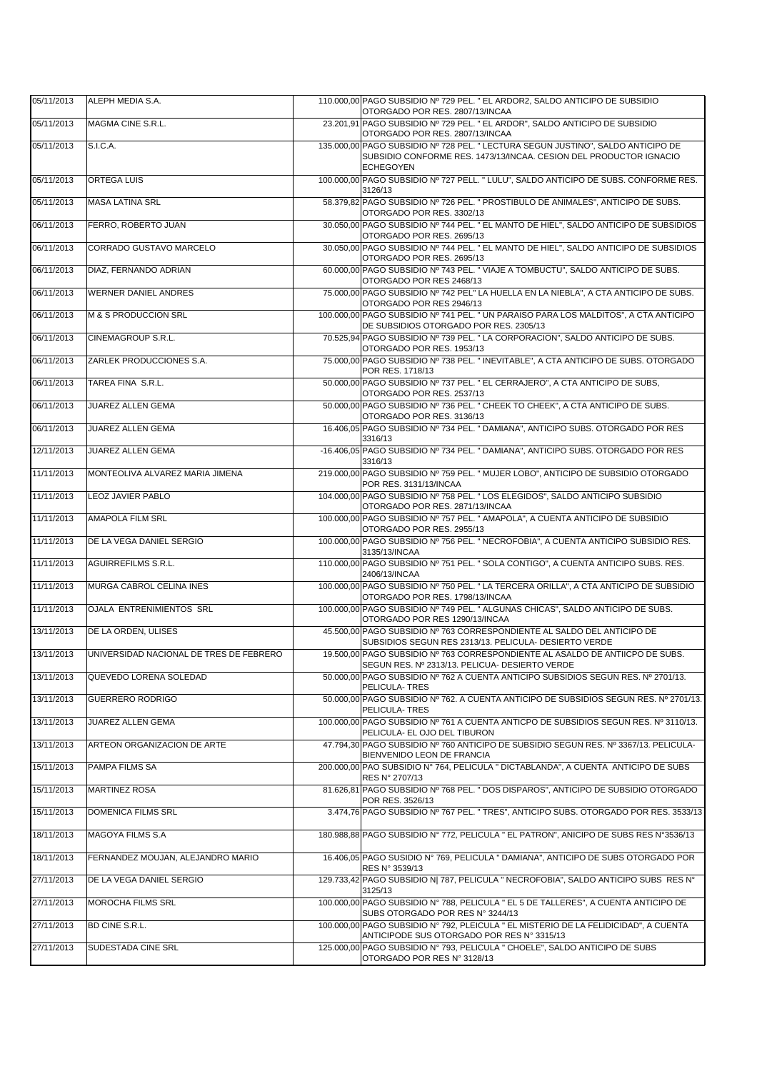| | | | |
|---|---|---|---|
| 05/11/2013 | ALEPH MEDIA S.A. | 110.000,00 | PAGO SUBSIDIO Nº 729 PEL. " EL ARDOR2, SALDO ANTICIPO DE SUBSIDIO OTORGADO POR RES. 2807/13/INCAA |
| 05/11/2013 | MAGMA CINE S.R.L. | 23.201,91 | PAGO SUBSIDIO Nº 729 PEL. " EL ARDOR", SALDO ANTICIPO DE SUBSIDIO OTORGADO POR RES. 2807/13/INCAA |
| 05/11/2013 | S.I.C.A. | 135.000,00 | PAGO SUBSIDIO Nº 728 PEL. " LECTURA SEGUN JUSTINO", SALDO ANTICIPO DE SUBSIDIO CONFORME RES. 1473/13/INCAA. CESION DEL PRODUCTOR IGNACIO ECHEGOYEN |
| 05/11/2013 | ORTEGA LUIS | 100.000,00 | PAGO SUBSIDIO Nº 727 PELL. " LULU", SALDO ANTICIPO DE SUBS. CONFORME RES. 3126/13 |
| 05/11/2013 | MASA LATINA SRL | 58.379,82 | PAGO SUBSIDIO Nº 726 PEL. " PROSTIBULO DE ANIMALES", ANTICIPO DE SUBS. OTORGADO POR RES. 3302/13 |
| 06/11/2013 | FERRO, ROBERTO JUAN | 30.050,00 | PAGO SUBSIDIO Nº 744 PEL. " EL MANTO DE HIEL", SALDO ANTICIPO DE SUBSIDIOS OTORGADO POR RES. 2695/13 |
| 06/11/2013 | CORRADO GUSTAVO MARCELO | 30.050,00 | PAGO SUBSIDIO Nº 744 PEL. " EL MANTO DE HIEL", SALDO ANTICIPO DE SUBSIDIOS OTORGADO POR RES. 2695/13 |
| 06/11/2013 | DIAZ, FERNANDO ADRIAN | 60.000,00 | PAGO SUBSIDIO Nº 743 PEL. " VIAJE A TOMBUCTU", SALDO ANTICIPO DE SUBS. OTORGADO POR RES 2468/13 |
| 06/11/2013 | WERNER DANIEL ANDRES | 75.000,00 | PAGO SUBSIDIO Nº 742 PEL" LA HUELLA EN LA NIEBLA", A CTA ANTICIPO DE SUBS. OTORGADO POR RES 2946/13 |
| 06/11/2013 | M & S PRODUCCION SRL | 100.000,00 | PAGO SUBSIDIO Nº 741 PEL. " UN PARAISO PARA LOS MALDITOS", A CTA ANTICIPO DE SUBSIDIOS OTORGADO POR RES. 2305/13 |
| 06/11/2013 | CINEMAGROUP S.R.L. | 70.525,94 | PAGO SUBSIDIO Nº 739 PEL. " LA CORPORACION", SALDO ANTICIPO DE SUBS. OTORGADO POR RES. 1953/13 |
| 06/11/2013 | ZARLEK PRODUCCIONES S.A. | 75.000,00 | PAGO SUBSIDIO Nº 738 PEL. " INEVITABLE", A CTA ANTICIPO DE SUBS. OTORGADO POR RES. 1718/13 |
| 06/11/2013 | TAREA FINA S.R.L. | 50.000,00 | PAGO SUBSIDIO Nº 737 PEL. " EL CERRAJERO", A CTA ANTICIPO DE SUBS, OTORGADO POR RES. 2537/13 |
| 06/11/2013 | JUAREZ ALLEN GEMA | 50.000,00 | PAGO SUBSIDIO Nº 736 PEL. " CHEEK TO CHEEK", A CTA ANTICIPO DE SUBS. OTORGADO POR RES. 3136/13 |
| 06/11/2013 | JUAREZ ALLEN GEMA | 16.406,05 | PAGO SUBSIDIO Nº 734 PEL. " DAMIANA", ANTICIPO SUBS. OTORGADO POR RES 3316/13 |
| 12/11/2013 | JUAREZ ALLEN GEMA | -16.406,05 | PAGO SUBSIDIO Nº 734 PEL. " DAMIANA", ANTICIPO SUBS. OTORGADO POR RES 3316/13 |
| 11/11/2013 | MONTEOLIVA ALVAREZ MARIA JIMENA | 219.000,00 | PAGO SUBSIDIO Nº 759 PEL. " MUJER LOBO", ANTICIPO DE SUBSIDIO OTORGADO POR RES. 3131/13/INCAA |
| 11/11/2013 | LEOZ JAVIER PABLO | 104.000,00 | PAGO SUBSIDIO Nº 758 PEL. " LOS ELEGIDOS", SALDO ANTICIPO SUBSIDIO OTORGADO POR RES. 2871/13/INCAA |
| 11/11/2013 | AMAPOLA FILM SRL | 100.000,00 | PAGO SUBSIDIO Nº 757 PEL. " AMAPOLA", A CUENTA ANTICIPO DE SUBSIDIO OTORGADO POR RES. 2955/13 |
| 11/11/2013 | DE LA VEGA DANIEL SERGIO | 100.000,00 | PAGO SUBSIDIO Nº 756 PEL. " NECROFOBIA", A CUENTA ANTICIPO SUBSIDIO RES. 3135/13/INCAA |
| 11/11/2013 | AGUIRREFILMS S.R.L. | 110.000,00 | PAGO SUBSIDIO Nº 751 PEL. " SOLA CONTIGO", A CUENTA ANTICIPO SUBS. RES. 2406/13/INCAA |
| 11/11/2013 | MURGA CABROL CELINA INES | 100.000,00 | PAGO SUBSIDIO Nº 750 PEL. " LA TERCERA ORILLA", A CTA ANTICIPO DE SUBSIDIO OTORGADO POR RES. 1798/13/INCAA |
| 11/11/2013 | OJALA ENTRENIMIENTOS SRL | 100.000,00 | PAGO SUBSIDIO Nº 749 PEL. " ALGUNAS CHICAS", SALDO ANTICIPO DE SUBS. OTORGADO POR RES 1290/13/INCAA |
| 13/11/2013 | DE LA ORDEN, ULISES | 45.500,00 | PAGO SUBSIDIO Nº 763 CORRESPONDIENTE AL SALDO DEL ANTICIPO DE SUBSIDIOS SEGUN RES 2313/13. PELICULA- DESIERTO VERDE |
| 13/11/2013 | UNIVERSIDAD NACIONAL DE TRES DE FEBRERO | 19.500,00 | PAGO SUBSIDIO Nº 763 CORRESPONDIENTE AL ASALDO DE ANTIICPO DE SUBS. SEGUN RES. Nº 2313/13. PELICUA- DESIERTO VERDE |
| 13/11/2013 | QUEVEDO LORENA SOLEDAD | 50.000,00 | PAGO SUBSIDIO Nº 762 A CUENTA ANTICIPO SUBSIDIOS SEGUN RES. Nº 2701/13. PELICULA- TRES |
| 13/11/2013 | GUERRERO RODRIGO | 50.000,00 | PAGO SUBSIDIO Nº 762. A CUENTA ANTICIPO DE SUBSIDIOS SEGUN RES. Nº 2701/13. PELICULA- TRES |
| 13/11/2013 | JUAREZ ALLEN GEMA | 100.000,00 | PAGO SUBSIDIO Nº 761 A CUENTA ANTICPO DE SUBSIDIOS SEGUN RES. Nº 3110/13. PELICULA- EL OJO DEL TIBURON |
| 13/11/2013 | ARTEON ORGANIZACION DE ARTE | 47.794,30 | PAGO SUBSIDIO Nº 760 ANTICIPO DE SUBSIDIO SEGUN RES. Nº 3367/13. PELICULA- BIENVENIDO LEON DE FRANCIA |
| 15/11/2013 | PAMPA FILMS SA | 200.000,00 | PAO SUBSIDIO N° 764, PELICULA " DICTABLANDA", A CUENTA ANTICIPO DE SUBS RES N° 2707/13 |
| 15/11/2013 | MARTINEZ ROSA | 81.626,81 | PAGO SUBSIDIO Nº 768 PEL. " DOS DISPAROS", ANTICIPO DE SUBSIDIO OTORGADO POR RES. 3526/13 |
| 15/11/2013 | DOMENICA FILMS SRL | 3.474,76 | PAGO SUBSIDIO Nº 767 PEL. " TRES", ANTICIPO SUBS. OTORGADO POR RES. 3533/13 |
| 18/11/2013 | MAGOYA FILMS S.A | 180.988,88 | PAGO SUBSIDIO N° 772, PELICULA " EL PATRON", ANICIPO DE SUBS RES N°3536/13 |
| 18/11/2013 | FERNANDEZ MOUJAN, ALEJANDRO MARIO | 16.406,05 | PAGO SUSIDIO N° 769, PELICULA " DAMIANA", ANTICIPO DE SUBS OTORGADO POR RES N° 3539/13 |
| 27/11/2013 | DE LA VEGA DANIEL SERGIO | 129.733,42 | PAGO SUBSIDIO N\| 787, PELICULA " NECROFOBIA", SALDO ANTICIPO SUBS RES N° 3125/13 |
| 27/11/2013 | MOROCHA FILMS SRL | 100.000,00 | PAGO SUBSIDIO N° 788, PELICULA " EL 5 DE TALLERES", A CUENTA ANTICIPO DE SUBS OTORGADO POR RES N° 3244/13 |
| 27/11/2013 | BD CINE S.R.L. | 100.000,00 | PAGO SUBSIDIO N° 792, PLEICULA " EL MISTERIO DE LA FELIDICIDAD", A CUENTA ANTICIPODE SUS OTORGADO POR RES N° 3315/13 |
| 27/11/2013 | SUDESTADA CINE SRL | 125.000,00 | PAGO SUBSIDIO N° 793, PELICULA " CHOELE", SALDO ANTICIPO DE SUBS OTORGADO POR RES N° 3128/13 |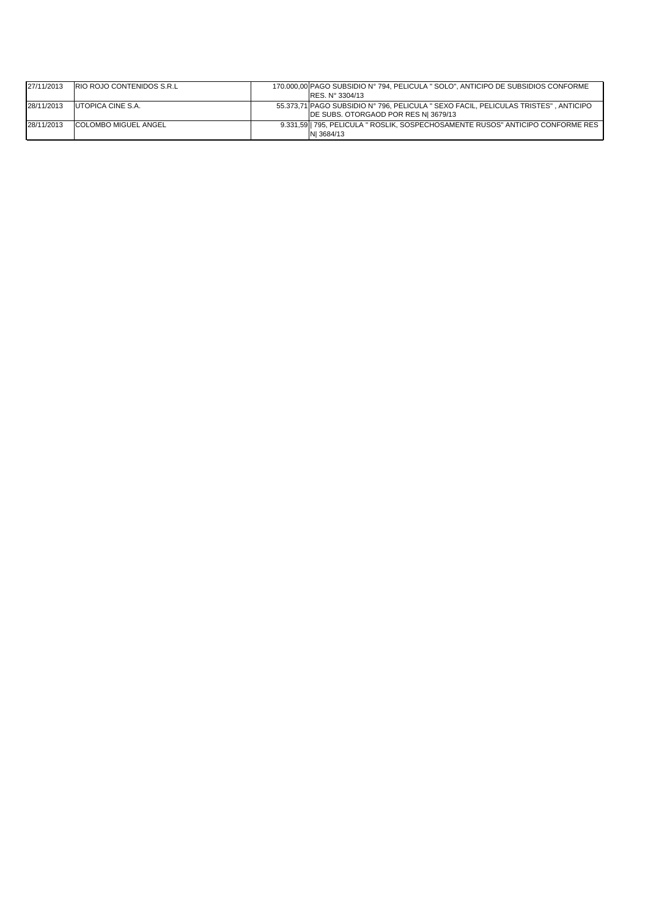| | | | | |
|---|---|---|---|---|
| 27/11/2013 | RIO ROJO CONTENIDOS S.R.L | | 170.000,00 | PAGO SUBSIDIO N° 794, PELICULA " SOLO", ANTICIPO DE SUBSIDIOS CONFORME RES. N° 3304/13 |
| 28/11/2013 | UTOPICA CINE S.A. | | 55.373,71 | PAGO SUBSIDIO N° 796, PELICULA " SEXO FACIL, PELICULAS TRISTES" , ANTICIPO DE SUBS. OTORGAOD POR RES N\| 3679/13 |
| 28/11/2013 | COLOMBO MIGUEL ANGEL | | 9.331,59 | \| 795, PELICULA " ROSLIK, SOSPECHOSAMENTE RUSOS" ANTICIPO CONFORME RES N\| 3684/13 |